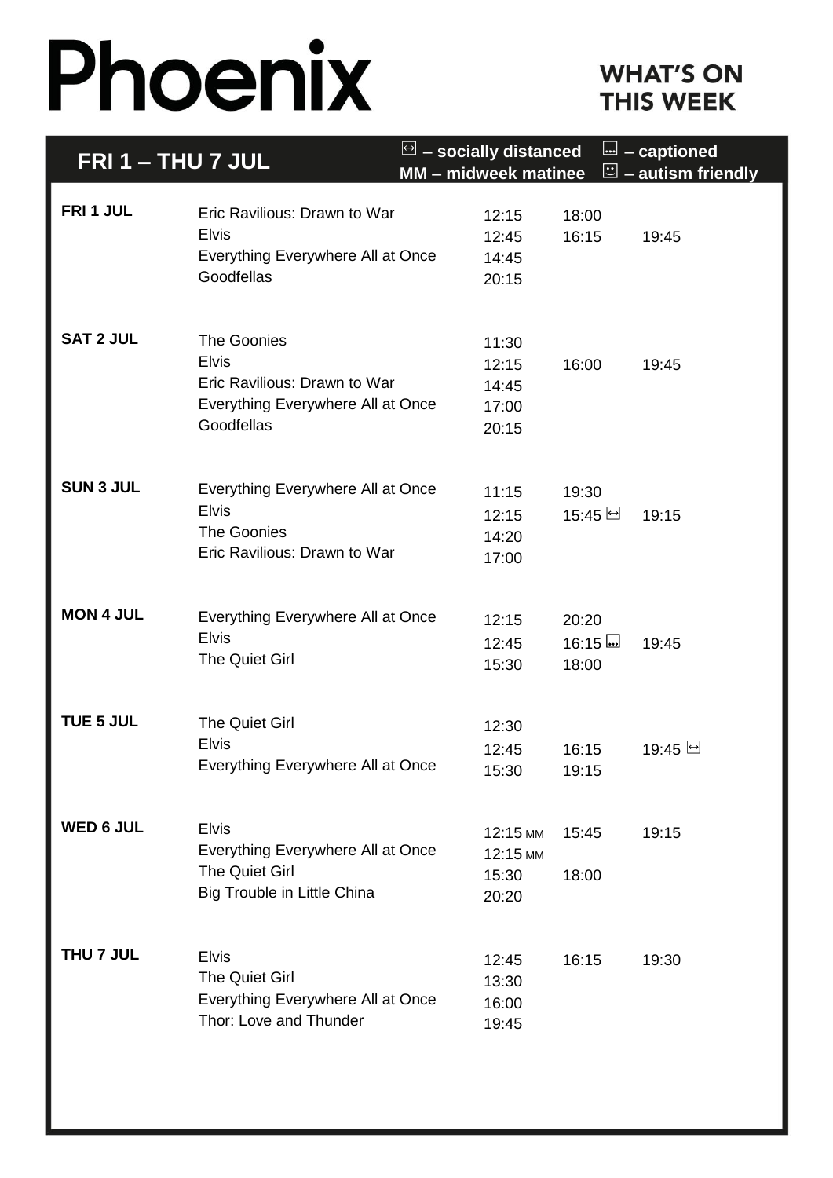# Phoenix

## WHAT'S ON THIS WEEK

**FRI 1 – THU 7 JUL**

⊡ – socially distanced
MM – midweek matinee
⊡ – captioned
⊡ – autism friendly

| Day | Film | Times | | |
|---|---|---|---|---|
| FRI 1 JUL | Eric Ravilious: Drawn to War | 12:15 | 18:00 | |
| | Elvis | 12:45 | 16:15 | 19:45 |
| | Everything Everywhere All at Once | 14:45 | | |
| | Goodfellas | 20:15 | | |
| SAT 2 JUL | The Goonies | 11:30 | | |
| | Elvis | 12:15 | 16:00 | 19:45 |
| | Eric Ravilious: Drawn to War | 14:45 | | |
| | Everything Everywhere All at Once | 17:00 | | |
| | Goodfellas | 20:15 | | |
| SUN 3 JUL | Everything Everywhere All at Once | 11:15 | 19:30 | |
| | Elvis | 12:15 | 15:45 (socially distanced) | 19:15 |
| | The Goonies | 14:20 | | |
| | Eric Ravilious: Drawn to War | 17:00 | | |
| MON 4 JUL | Everything Everywhere All at Once | 12:15 | 20:20 | |
| | Elvis | 12:45 | 16:15 (captioned) | 19:45 |
| | The Quiet Girl | 15:30 | 18:00 | |
| TUE 5 JUL | The Quiet Girl | 12:30 | | |
| | Elvis | 12:45 | 16:15 | 19:45 (socially distanced) |
| | Everything Everywhere All at Once | 15:30 | 19:15 | |
| WED 6 JUL | Elvis | 12:15 MM | 15:45 | 19:15 |
| | Everything Everywhere All at Once | 12:15 MM | | |
| | The Quiet Girl | 15:30 | 18:00 | |
| | Big Trouble in Little China | 20:20 | | |
| THU 7 JUL | Elvis | 12:45 | 16:15 | 19:30 |
| | The Quiet Girl | 13:30 | | |
| | Everything Everywhere All at Once | 16:00 | | |
| | Thor: Love and Thunder | 19:45 | | |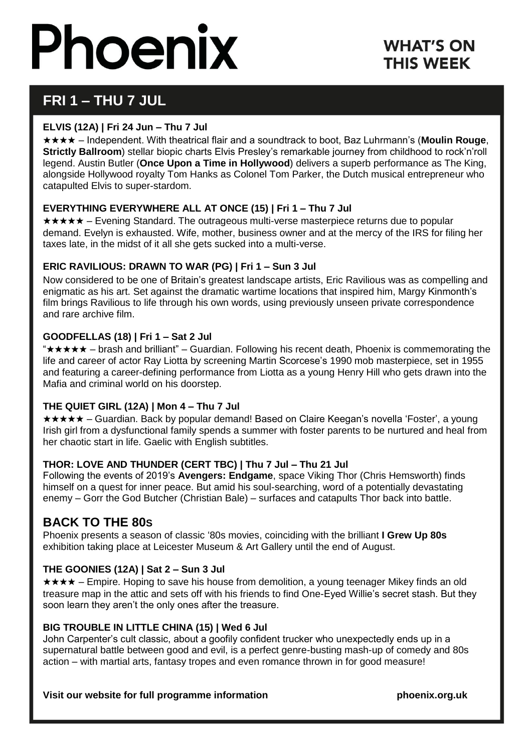# Phoenix

**WHAT'S ON THIS WEEK**

## FRI 1 – THU 7 JUL

### ELVIS (12A) | Fri 24 Jun – Thu 7 Jul

★★★★ – Independent. With theatrical flair and a soundtrack to boot, Baz Luhrmann's (**Moulin Rouge**, **Strictly Ballroom**) stellar biopic charts Elvis Presley's remarkable journey from childhood to rock'n'roll legend. Austin Butler (**Once Upon a Time in Hollywood**) delivers a superb performance as The King, alongside Hollywood royalty Tom Hanks as Colonel Tom Parker, the Dutch musical entrepreneur who catapulted Elvis to super-stardom.

### EVERYTHING EVERYWHERE ALL AT ONCE (15) | Fri 1 – Thu 7 Jul

★★★★★ – Evening Standard. The outrageous multi-verse masterpiece returns due to popular demand. Evelyn is exhausted. Wife, mother, business owner and at the mercy of the IRS for filing her taxes late, in the midst of it all she gets sucked into a multi-verse.

### ERIC RAVILIOUS: DRAWN TO WAR (PG) | Fri 1 – Sun 3 Jul

Now considered to be one of Britain's greatest landscape artists, Eric Ravilious was as compelling and enigmatic as his art. Set against the dramatic wartime locations that inspired him, Margy Kinmonth's film brings Ravilious to life through his own words, using previously unseen private correspondence and rare archive film.

### GOODFELLAS (18) | Fri 1 – Sat 2 Jul

"★★★★★ – brash and brilliant" – Guardian. Following his recent death, Phoenix is commemorating the life and career of actor Ray Liotta by screening Martin Scorcese's 1990 mob masterpiece, set in 1955 and featuring a career-defining performance from Liotta as a young Henry Hill who gets drawn into the Mafia and criminal world on his doorstep.

### THE QUIET GIRL (12A) | Mon 4 – Thu 7 Jul

★★★★★ – Guardian. Back by popular demand! Based on Claire Keegan's novella 'Foster', a young Irish girl from a dysfunctional family spends a summer with foster parents to be nurtured and heal from her chaotic start in life. Gaelic with English subtitles.

### THOR: LOVE AND THUNDER (CERT TBC) | Thu 7 Jul – Thu 21 Jul

Following the events of 2019's **Avengers: Endgame**, space Viking Thor (Chris Hemsworth) finds himself on a quest for inner peace. But amid his soul-searching, word of a potentially devastating enemy – Gorr the God Butcher (Christian Bale) – surfaces and catapults Thor back into battle.

## BACK TO THE 80s

Phoenix presents a season of classic '80s movies, coinciding with the brilliant **I Grew Up 80s** exhibition taking place at Leicester Museum & Art Gallery until the end of August.

### THE GOONIES (12A) | Sat 2 – Sun 3 Jul

★★★★ – Empire. Hoping to save his house from demolition, a young teenager Mikey finds an old treasure map in the attic and sets off with his friends to find One-Eyed Willie's secret stash. But they soon learn they aren't the only ones after the treasure.

### BIG TROUBLE IN LITTLE CHINA (15) | Wed 6 Jul

John Carpenter's cult classic, about a goofily confident trucker who unexpectedly ends up in a supernatural battle between good and evil, is a perfect genre-busting mash-up of comedy and 80s action – with martial arts, fantasy tropes and even romance thrown in for good measure!

**Visit our website for full programme information** **phoenix.org.uk**